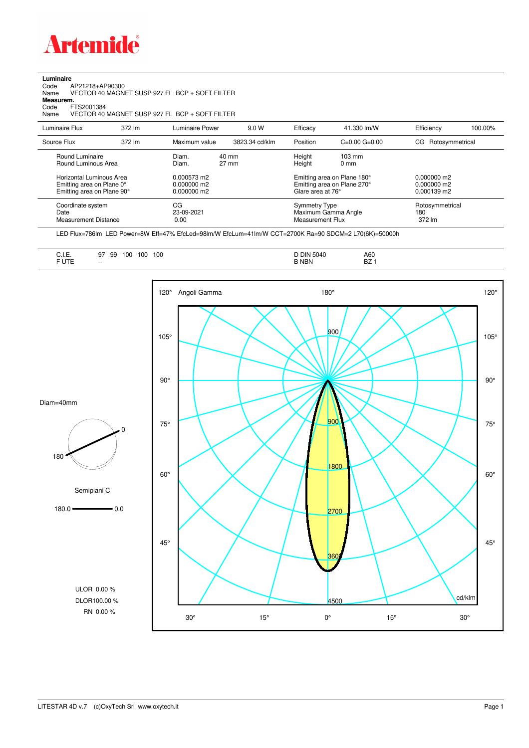# Artemide

**Luminaire**

Code AP21218+AP90300
Name VECTOR 40 MAGNET SUSP 927 FL BCP + SOFT FILTER

**Measurem.**

Code FTS2001384
Name VECTOR 40 MAGNET SUSP 927 FL BCP + SOFT FILTER

| Luminaire Flux | 372 lm | Luminaire Power | 9.0 W | Efficacy | 41.330 lm/W | Efficiency | 100.00% |
|---|---|---|---|---|---|---|---|
| Source Flux | 372 lm | Maximum value | 3823.34 cd/klm | Position | C=0.00 G=0.00 | CG | Rotosymmetrical |

| | | | | |
|---|---|---|---|---|
| Round Luminaire | Diam. 40 mm | Height 103 mm | |
| Round Luminous Area | Diam. 27 mm | Height 0 mm | |
| Horizontal Luminous Area | 0.000573 m2 | Emitting area on Plane 180° | 0.000000 m2 |
| Emitting area on Plane 0° | 0.000000 m2 | Emitting area on Plane 270° | 0.000000 m2 |
| Emitting area on Plane 90° | 0.000000 m2 | Glare area at 76° | 0.000139 m2 |

| | | | |
|---|---|---|---|
| Coordinate system | CG | Symmetry Type | Rotosymmetrical |
| Date | 23-09-2021 | Maximum Gamma Angle | 180 |
| Measurement Distance | 0.00 | Measurement Flux | 372 lm |

LED Flux=786lm LED Power=8W Eff=47% EfcLed=98lm/W EfcLum=41lm/W CCT=2700K Ra=90 SDCM=2 L70(6K)=50000h

| | | | |
|---|---|---|---|
| C.I.E. | 97 99 100 100 100 | D DIN 5040 | A60 |
| F UTE | -- | B NBN | BZ 1 |

Diam=40mm

Semipiani C

180.0 — 0.0

ULOR 0.00 %
DLOR100.00 %
RN 0.00 %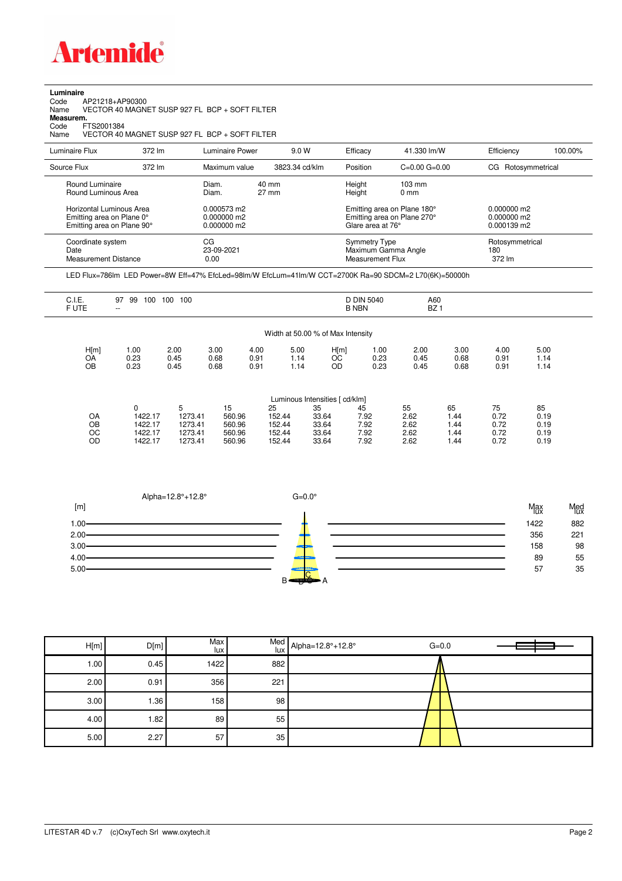# Artemide

**Luminaire**
Code AP21218+AP90300
Name VECTOR 40 MAGNET SUSP 927 FL BCP + SOFT FILTER
**Measurem.**
Code FTS2001384
Name VECTOR 40 MAGNET SUSP 927 FL BCP + SOFT FILTER

| | | | | | | | |
|---|---|---|---|---|---|---|---|
| Luminaire Flux | 372 lm | Luminaire Power | 9.0 W | Efficacy | 41.330 lm/W | Efficiency | 100.00% |
| Source Flux | 372 lm | Maximum value | 3823.34 cd/klm | Position | C=0.00 G=0.00 | CG Rotosymmetrical | |

| | | | | | | |
|---|---|---|---|---|---|---|
| Round Luminaire | Diam. | 40 mm | Height | 103 mm | | |
| Round Luminous Area | Diam. | 27 mm | Height | 0 mm | | |
| Horizontal Luminous Area | 0.000573 m2 | | Emitting area on Plane 180° | | 0.000000 m2 | |
| Emitting area on Plane 0° | 0.000000 m2 | | Emitting area on Plane 270° | | 0.000000 m2 | |
| Emitting area on Plane 90° | 0.000000 m2 | | Glare area at 76° | | 0.000139 m2 | |

| | | | |
|---|---|---|---|
| Coordinate system | CG | Symmetry Type | Rotosymmetrical |
| Date | 23-09-2021 | Maximum Gamma Angle | 180 |
| Measurement Distance | 0.00 | Measurement Flux | 372 lm |

LED Flux=786lm LED Power=8W Eff=47% EfcLed=98lm/W EfcLum=41lm/W CCT=2700K Ra=90 SDCM=2 L70(6K)=50000h

| | | | |
|---|---|---|---|
| C.I.E. | 97 99 100 100 100 | D DIN 5040 | A60 |
| F UTE | -- | B NBN | BZ 1 |

Width at 50.00 % of Max Intensity

| H[m] | 1.00 | 2.00 | 3.00 | 4.00 | 5.00 | H[m] | 1.00 | 2.00 | 3.00 | 4.00 | 5.00 |
|---|---|---|---|---|---|---|---|---|---|---|---|
| OA | 0.23 | 0.45 | 0.68 | 0.91 | 1.14 | OC | 0.23 | 0.45 | 0.68 | 0.91 | 1.14 |
| OB | 0.23 | 0.45 | 0.68 | 0.91 | 1.14 | OD | 0.23 | 0.45 | 0.68 | 0.91 | 1.14 |

Luminous Intensities [ cd/klm]

| | 0 | 5 | 15 | 25 | 35 | 45 | 55 | 65 | 75 | 85 |
|---|---|---|---|---|---|---|---|---|---|---|
| OA | 1422.17 | 1273.41 | 560.96 | 152.44 | 33.64 | 7.92 | 2.62 | 1.44 | 0.72 | 0.19 |
| OB | 1422.17 | 1273.41 | 560.96 | 152.44 | 33.64 | 7.92 | 2.62 | 1.44 | 0.72 | 0.19 |
| OC | 1422.17 | 1273.41 | 560.96 | 152.44 | 33.64 | 7.92 | 2.62 | 1.44 | 0.72 | 0.19 |
| OD | 1422.17 | 1273.41 | 560.96 | 152.44 | 33.64 | 7.92 | 2.62 | 1.44 | 0.72 | 0.19 |

Alpha=12.8°+12.8°
G=0.0°
[m]
1.00
2.00
3.00
4.00
5.00
B D C A
Max lux: 1422, 356, 158, 89, 57
Med lux: 882, 221, 98, 55, 35

| H[m] | D[m] | Max lux | Med lux | Alpha=12.8°+12.8° G=0.0 |
|---|---|---|---|---|
| 1.00 | 0.45 | 1422 | 882 | |
| 2.00 | 0.91 | 356 | 221 | |
| 3.00 | 1.36 | 158 | 98 | |
| 4.00 | 1.82 | 89 | 55 | |
| 5.00 | 2.27 | 57 | 35 | |

LITESTAR 4D v.7 (c)OxyTech Srl www.oxytech.it